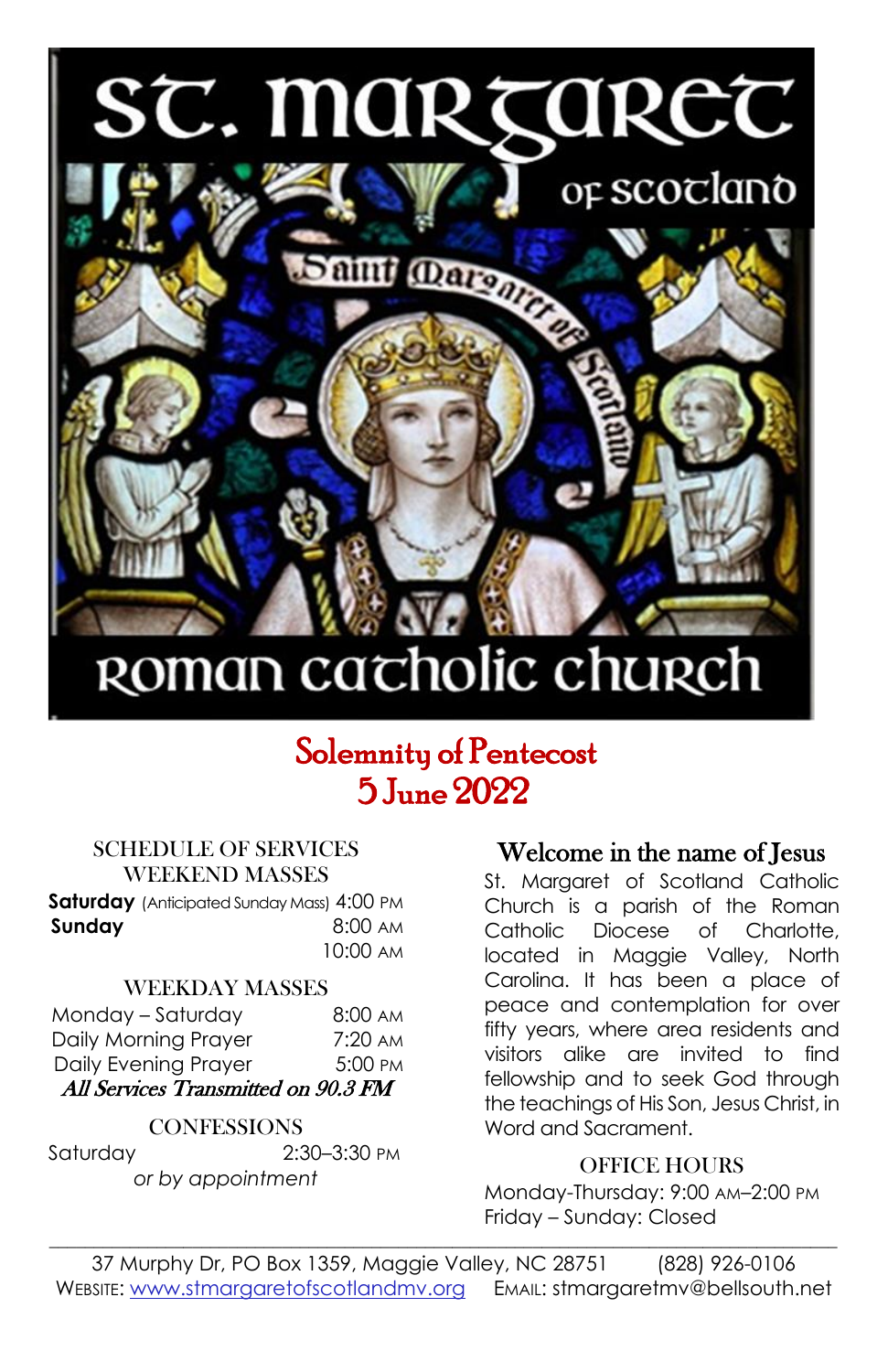# St. Margaret of Scotland

# Roman Catholic Church

## Solemnity of Pentecost
## 5 June 2022

### SCHEDULE OF SERVICES

#### WEEKEND MASSES

**Saturday** (Anticipated Sunday Mass) 4:00 PM
**Sunday** 8:00 AM
10:00 AM

#### WEEKDAY MASSES

Monday – Saturday 8:00 AM
Daily Morning Prayer 7:20 AM
Daily Evening Prayer 5:00 PM

***All Services Transmitted on 90.3 FM***

#### CONFESSIONS

Saturday 2:30–3:30 PM
*or by appointment*

### Welcome in the name of Jesus

St. Margaret of Scotland Catholic Church is a parish of the Roman Catholic Diocese of Charlotte, located in Maggie Valley, North Carolina. It has been a place of peace and contemplation for over fifty years, where area residents and visitors alike are invited to find fellowship and to seek God through the teachings of His Son, Jesus Christ, in Word and Sacrament.

#### OFFICE HOURS

Monday-Thursday: 9:00 AM–2:00 PM
Friday – Sunday: Closed

---

37 Murphy Dr, PO Box 1359, Maggie Valley, NC 28751 (828) 926-0106
WEBSITE: www.stmargaretofscotlandmv.org EMAIL: stmargaretmv@bellsouth.net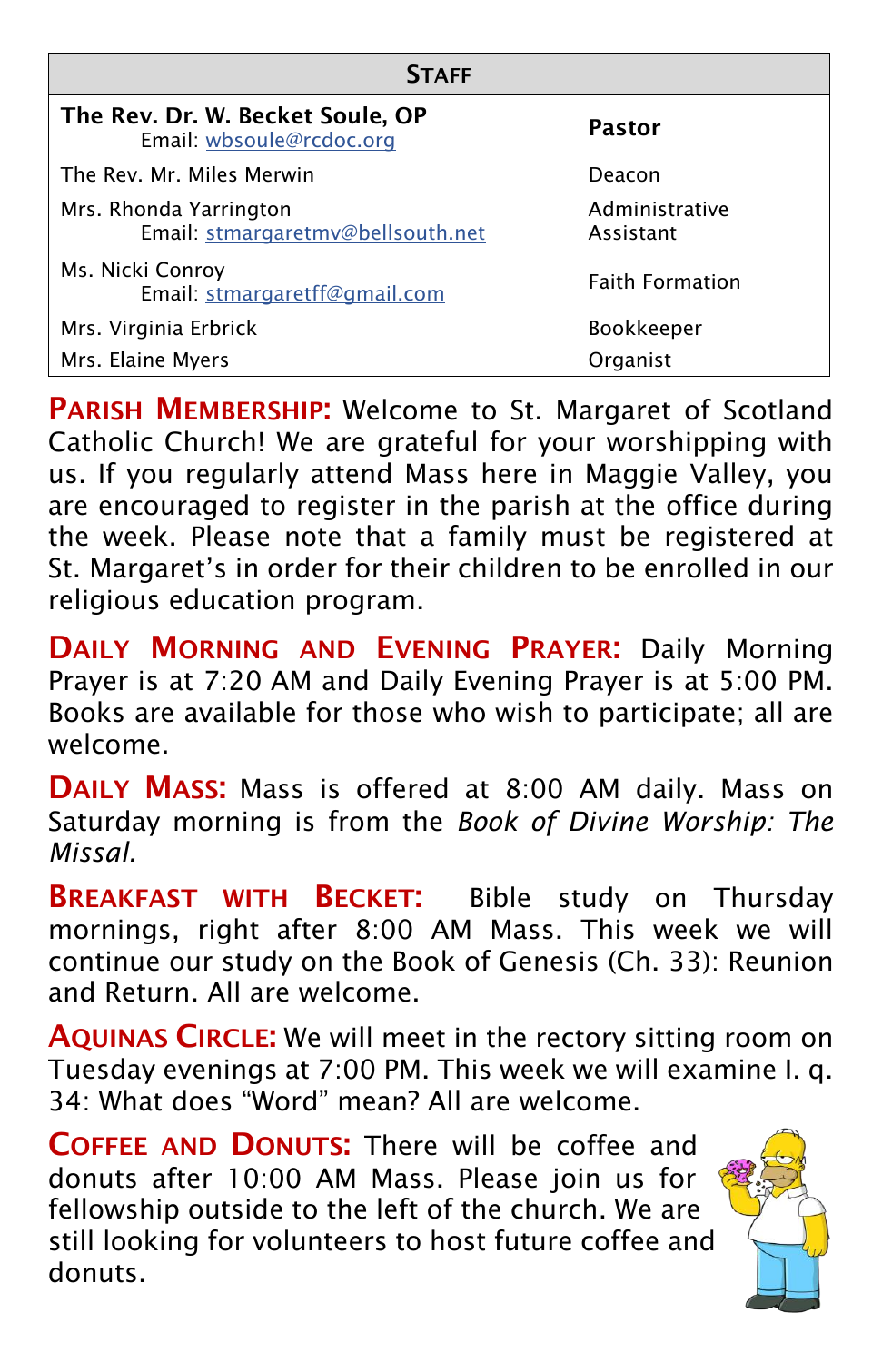| STAFF | |
|---|---|
| **The Rev. Dr. W. Becket Soule, OP** Email: wbsoule@rcdoc.org | **Pastor** |
| The Rev. Mr. Miles Merwin | Deacon |
| Mrs. Rhonda Yarrington Email: stmargaretmv@bellsouth.net | Administrative Assistant |
| Ms. Nicki Conroy Email: stmargaretff@gmail.com | Faith Formation |
| Mrs. Virginia Erbrick | Bookkeeper |
| Mrs. Elaine Myers | Organist |

**PARISH MEMBERSHIP:** Welcome to St. Margaret of Scotland Catholic Church! We are grateful for your worshipping with us. If you regularly attend Mass here in Maggie Valley, you are encouraged to register in the parish at the office during the week. Please note that a family must be registered at St. Margaret's in order for their children to be enrolled in our religious education program.

**DAILY MORNING AND EVENING PRAYER:** Daily Morning Prayer is at 7:20 AM and Daily Evening Prayer is at 5:00 PM. Books are available for those who wish to participate; all are welcome.

**DAILY MASS:** Mass is offered at 8:00 AM daily. Mass on Saturday morning is from the *Book of Divine Worship: The Missal.*

**BREAKFAST WITH BECKET:** Bible study on Thursday mornings, right after 8:00 AM Mass. This week we will continue our study on the Book of Genesis (Ch. 33): Reunion and Return. All are welcome.

**AQUINAS CIRCLE:** We will meet in the rectory sitting room on Tuesday evenings at 7:00 PM. This week we will examine I. q. 34: What does "Word" mean? All are welcome.

**COFFEE AND DONUTS:** There will be coffee and donuts after 10:00 AM Mass. Please join us for fellowship outside to the left of the church. We are still looking for volunteers to host future coffee and donuts.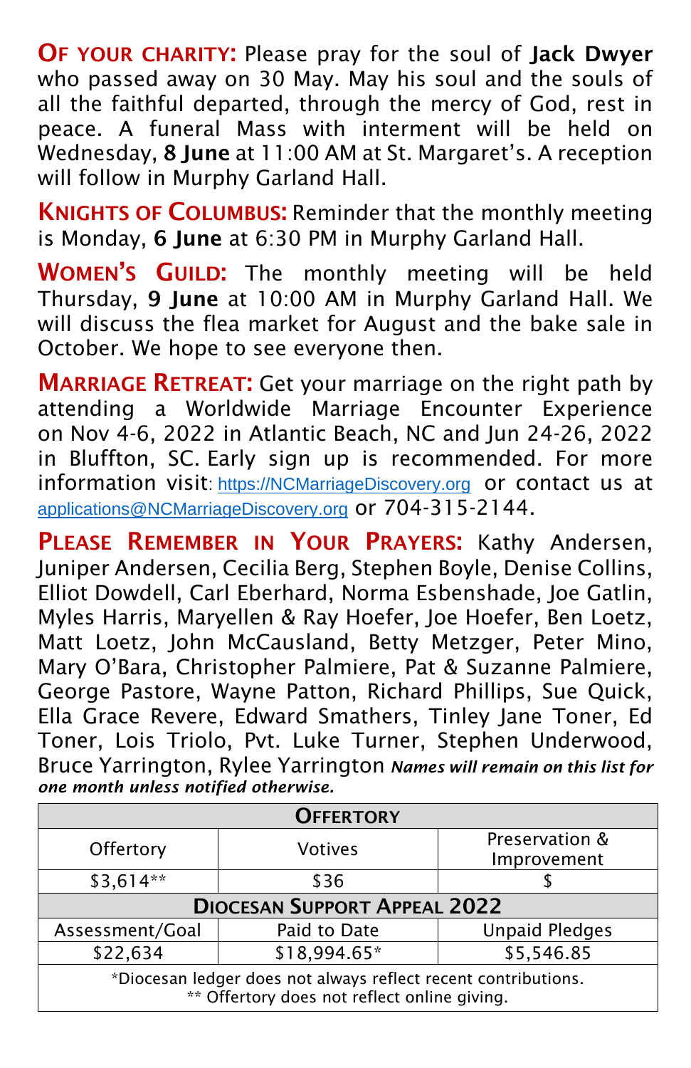**OF YOUR CHARITY:** Please pray for the soul of **Jack Dwyer** who passed away on 30 May. May his soul and the souls of all the faithful departed, through the mercy of God, rest in peace. A funeral Mass with interment will be held on Wednesday, **8 June** at 11:00 AM at St. Margaret's. A reception will follow in Murphy Garland Hall.

**KNIGHTS OF COLUMBUS:** Reminder that the monthly meeting is Monday, **6 June** at 6:30 PM in Murphy Garland Hall.

**WOMEN'S GUILD:** The monthly meeting will be held Thursday, **9 June** at 10:00 AM in Murphy Garland Hall. We will discuss the flea market for August and the bake sale in October. We hope to see everyone then.

**MARRIAGE RETREAT:** Get your marriage on the right path by attending a Worldwide Marriage Encounter Experience on Nov 4-6, 2022 in Atlantic Beach, NC and Jun 24-26, 2022 in Bluffton, SC. Early sign up is recommended. For more information visit: https://NCMarriageDiscovery.org or contact us at applications@NCMarriageDiscovery.org or 704-315-2144.

**PLEASE REMEMBER IN YOUR PRAYERS:** Kathy Andersen, Juniper Andersen, Cecilia Berg, Stephen Boyle, Denise Collins, Elliot Dowdell, Carl Eberhard, Norma Esbenshade, Joe Gatlin, Myles Harris, Maryellen & Ray Hoefer, Joe Hoefer, Ben Loetz, Matt Loetz, John McCausland, Betty Metzger, Peter Mino, Mary O'Bara, Christopher Palmiere, Pat & Suzanne Palmiere, George Pastore, Wayne Patton, Richard Phillips, Sue Quick, Ella Grace Revere, Edward Smathers, Tinley Jane Toner, Ed Toner, Lois Triolo, Pvt. Luke Turner, Stephen Underwood, Bruce Yarrington, Rylee Yarrington ***Names will remain on this list for one month unless notified otherwise.***

| **OFFERTORY** | | |
|---|---|---|
| Offertory | Votives | Preservation & Improvement |
| $3,614** | $36 | $ |
| **DIOCESAN SUPPORT APPEAL 2022** | | |
| Assessment/Goal | Paid to Date | Unpaid Pledges |
| $22,634 | $18,994.65* | $5,546.85 |
| *Diocesan ledger does not always reflect recent contributions. ** Offertory does not reflect online giving. | | |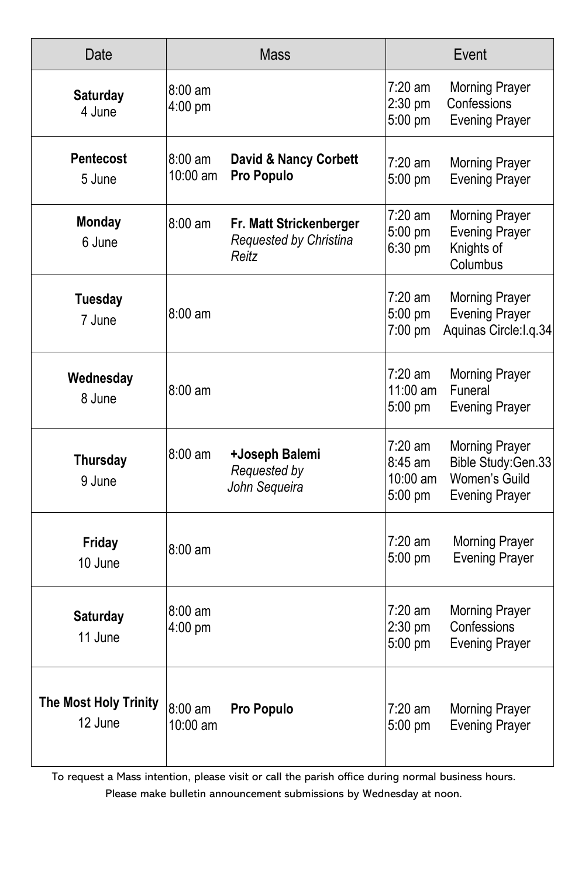| Date | Mass | Event |
| --- | --- | --- |
| **Saturday** 4 June | 8:00 am<br>4:00 pm | 7:20 am Morning Prayer<br>2:30 pm Confessions<br>5:00 pm Evening Prayer |
| **Pentecost** 5 June | 8:00 am **David & Nancy Corbett**<br>10:00 am **Pro Populo** | 7:20 am Morning Prayer<br>5:00 pm Evening Prayer |
| **Monday** 6 June | 8:00 am **Fr. Matt Strickenberger** *Requested by Christina Reitz* | 7:20 am Morning Prayer<br>5:00 pm Evening Prayer<br>6:30 pm Knights of Columbus |
| **Tuesday** 7 June | 8:00 am | 7:20 am Morning Prayer<br>5:00 pm Evening Prayer<br>7:00 pm Aquinas Circle:I.q.34 |
| **Wednesday** 8 June | 8:00 am | 7:20 am Morning Prayer<br>11:00 am Funeral<br>5:00 pm Evening Prayer |
| **Thursday** 9 June | 8:00 am **+Joseph Balemi** *Requested by John Sequeira* | 7:20 am Morning Prayer<br>8:45 am Bible Study:Gen.33<br>10:00 am Women's Guild<br>5:00 pm Evening Prayer |
| **Friday** 10 June | 8:00 am | 7:20 am Morning Prayer<br>5:00 pm Evening Prayer |
| **Saturday** 11 June | 8:00 am<br>4:00 pm | 7:20 am Morning Prayer<br>2:30 pm Confessions<br>5:00 pm Evening Prayer |
| **The Most Holy Trinity** 12 June | 8:00 am **Pro Populo**<br>10:00 am | 7:20 am Morning Prayer<br>5:00 pm Evening Prayer |

To request a Mass intention, please visit or call the parish office during normal business hours.

Please make bulletin announcement submissions by Wednesday at noon.